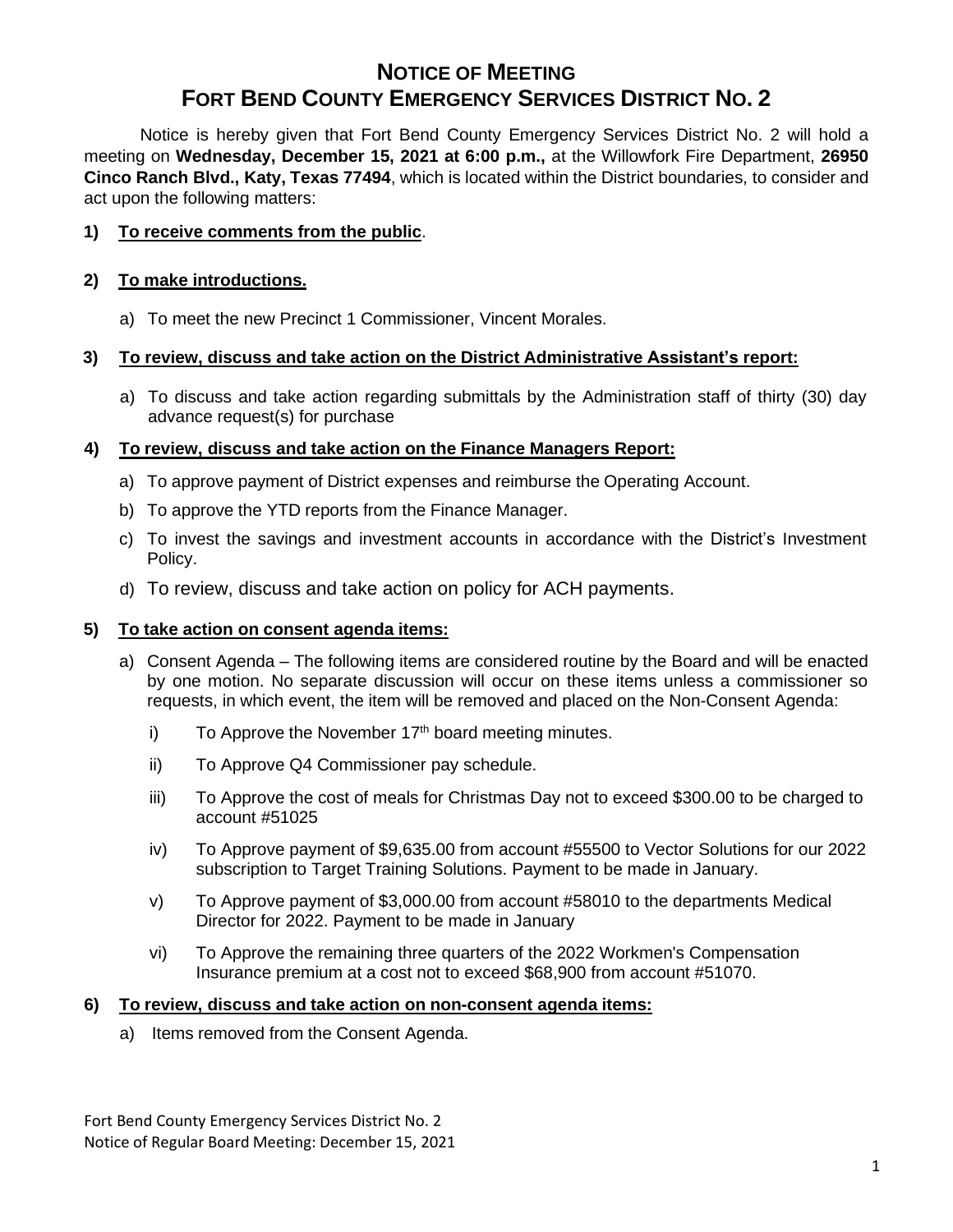# NOTICE OF MEETING
# FORT BEND COUNTY EMERGENCY SERVICES DISTRICT NO. 2

Notice is hereby given that Fort Bend County Emergency Services District No. 2 will hold a meeting on **Wednesday, December 15, 2021 at 6:00 p.m.,** at the Willowfork Fire Department, **26950 Cinco Ranch Blvd., Katy, Texas 77494**, which is located within the District boundaries, to consider and act upon the following matters:

**1) To receive comments from the public.**

**2) To make introductions.**

a) To meet the new Precinct 1 Commissioner, Vincent Morales.

**3) To review, discuss and take action on the District Administrative Assistant's report:**

a) To discuss and take action regarding submittals by the Administration staff of thirty (30) day advance request(s) for purchase

**4) To review, discuss and take action on the Finance Managers Report:**

a) To approve payment of District expenses and reimburse the Operating Account.

b) To approve the YTD reports from the Finance Manager.

c) To invest the savings and investment accounts in accordance with the District's Investment Policy.

d) To review, discuss and take action on policy for ACH payments.

**5) To take action on consent agenda items:**

a) Consent Agenda – The following items are considered routine by the Board and will be enacted by one motion. No separate discussion will occur on these items unless a commissioner so requests, in which event, the item will be removed and placed on the Non-Consent Agenda:

i) To Approve the November 17th board meeting minutes.

ii) To Approve Q4 Commissioner pay schedule.

iii) To Approve the cost of meals for Christmas Day not to exceed $300.00 to be charged to account #51025

iv) To Approve payment of $9,635.00 from account #55500 to Vector Solutions for our 2022 subscription to Target Training Solutions. Payment to be made in January.

v) To Approve payment of $3,000.00 from account #58010 to the departments Medical Director for 2022. Payment to be made in January

vi) To Approve the remaining three quarters of the 2022 Workmen's Compensation Insurance premium at a cost not to exceed $68,900 from account #51070.

**6) To review, discuss and take action on non-consent agenda items:**

a) Items removed from the Consent Agenda.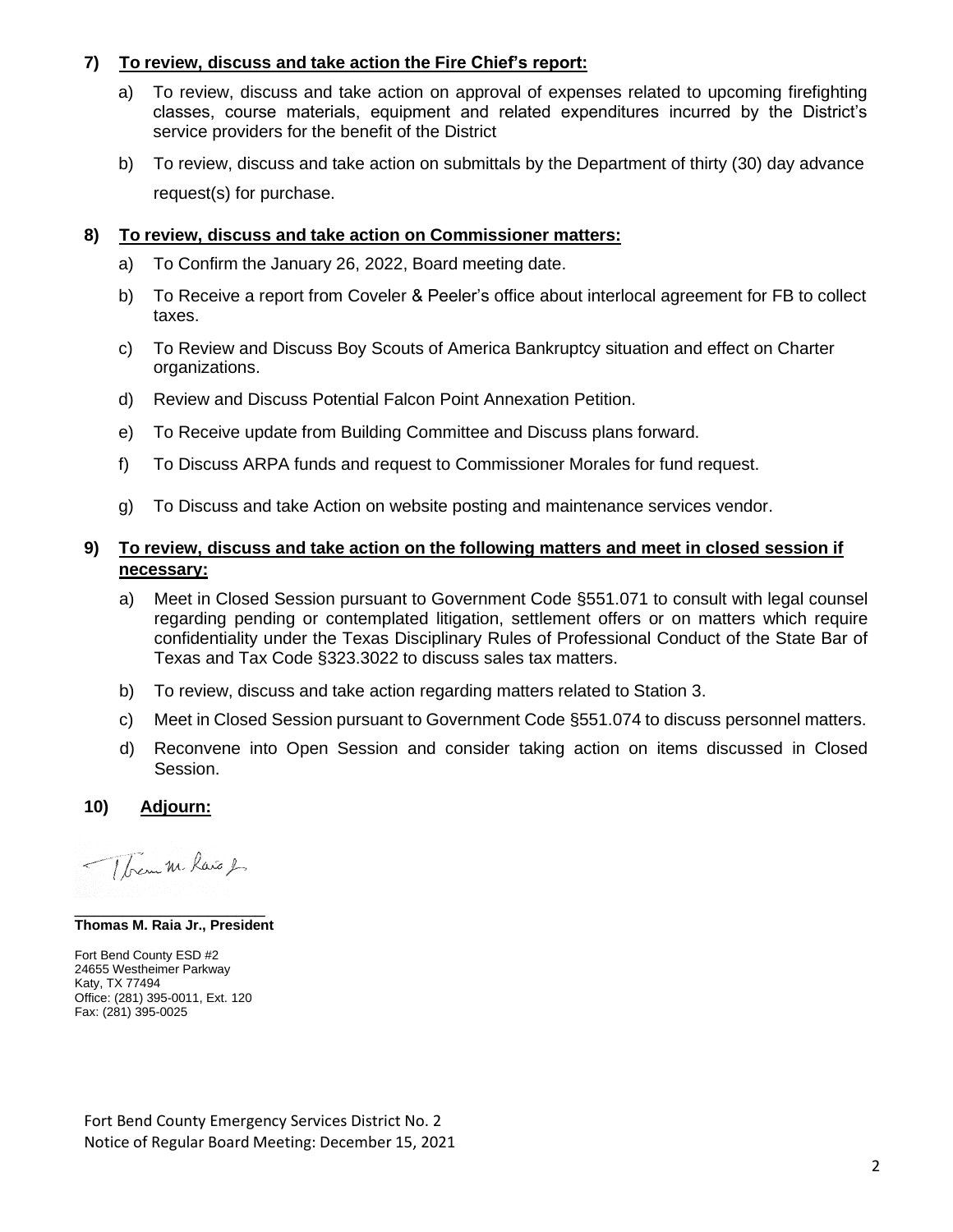**7) To review, discuss and take action the Fire Chief's report:**

a) To review, discuss and take action on approval of expenses related to upcoming firefighting classes, course materials, equipment and related expenditures incurred by the District's service providers for the benefit of the District

b) To review, discuss and take action on submittals by the Department of thirty (30) day advance request(s) for purchase.

**8) To review, discuss and take action on Commissioner matters:**

a) To Confirm the January 26, 2022, Board meeting date.

b) To Receive a report from Coveler & Peeler's office about interlocal agreement for FB to collect taxes.

c) To Review and Discuss Boy Scouts of America Bankruptcy situation and effect on Charter organizations.

d) Review and Discuss Potential Falcon Point Annexation Petition.

e) To Receive update from Building Committee and Discuss plans forward.

f) To Discuss ARPA funds and request to Commissioner Morales for fund request.

g) To Discuss and take Action on website posting and maintenance services vendor.

**9) To review, discuss and take action on the following matters and meet in closed session if necessary:**

a) Meet in Closed Session pursuant to Government Code §551.071 to consult with legal counsel regarding pending or contemplated litigation, settlement offers or on matters which require confidentiality under the Texas Disciplinary Rules of Professional Conduct of the State Bar of Texas and Tax Code §323.3022 to discuss sales tax matters.

b) To review, discuss and take action regarding matters related to Station 3.

c) Meet in Closed Session pursuant to Government Code §551.074 to discuss personnel matters.

d) Reconvene into Open Session and consider taking action on items discussed in Closed Session.

**10) Adjourn:**

Thomas M. Raia Jr.

**Thomas M. Raia Jr., President**

Fort Bend County ESD #2
24655 Westheimer Parkway
Katy, TX 77494
Office: (281) 395-0011, Ext. 120
Fax: (281) 395-0025

Fort Bend County Emergency Services District No. 2
Notice of Regular Board Meeting: December 15, 2021